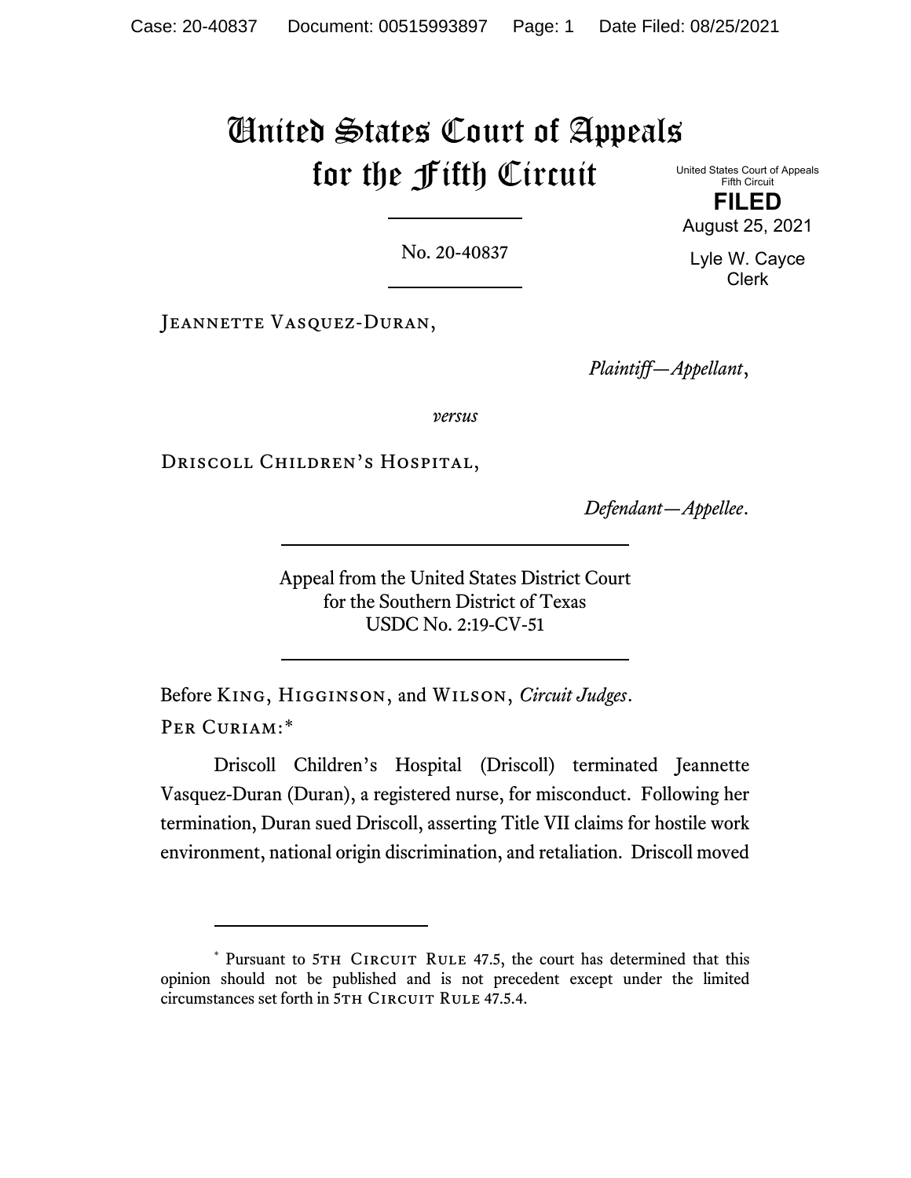# United States Court of Appeals for the Fifth Circuit

United States Court of Appeals
Fifth Circuit

**FILED**

August 25, 2021

Lyle W. Cayce
Clerk

---

No. 20-40837

---

Jeannette Vasquez-Duran,

*Plaintiff—Appellant*,

*versus*

Driscoll Children's Hospital,

*Defendant—Appellee*.

---

Appeal from the United States District Court
for the Southern District of Texas
USDC No. 2:19-CV-51

---

Before King, Higginson, and Wilson, *Circuit Judges*.

Per Curiam:*

Driscoll Children's Hospital (Driscoll) terminated Jeannette Vasquez-Duran (Duran), a registered nurse, for misconduct. Following her termination, Duran sued Driscoll, asserting Title VII claims for hostile work environment, national origin discrimination, and retaliation. Driscoll moved

---

\* Pursuant to 5th Circuit Rule 47.5, the court has determined that this opinion should not be published and is not precedent except under the limited circumstances set forth in 5th Circuit Rule 47.5.4.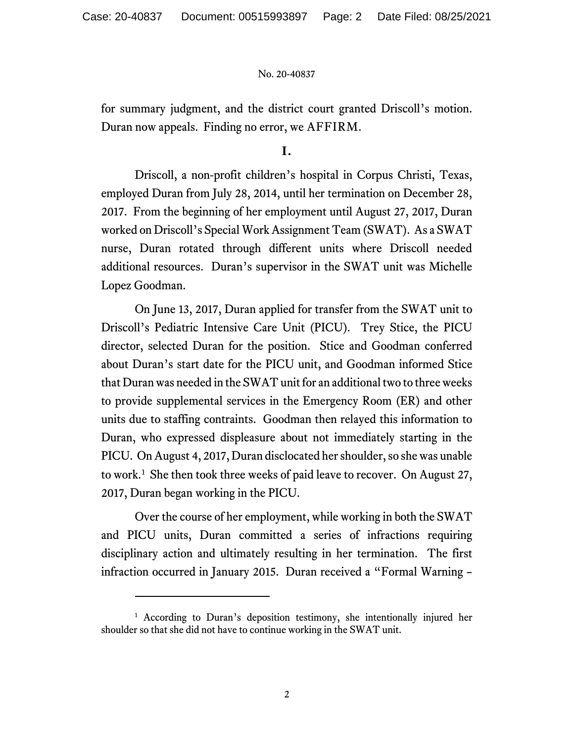for summary judgment, and the district court granted Driscoll's motion. Duran now appeals. Finding no error, we AFFIRM.

## I.

Driscoll, a non-profit children's hospital in Corpus Christi, Texas, employed Duran from July 28, 2014, until her termination on December 28, 2017. From the beginning of her employment until August 27, 2017, Duran worked on Driscoll's Special Work Assignment Team (SWAT). As a SWAT nurse, Duran rotated through different units where Driscoll needed additional resources. Duran's supervisor in the SWAT unit was Michelle Lopez Goodman.

On June 13, 2017, Duran applied for transfer from the SWAT unit to Driscoll's Pediatric Intensive Care Unit (PICU). Trey Stice, the PICU director, selected Duran for the position. Stice and Goodman conferred about Duran's start date for the PICU unit, and Goodman informed Stice that Duran was needed in the SWAT unit for an additional two to three weeks to provide supplemental services in the Emergency Room (ER) and other units due to staffing contraints. Goodman then relayed this information to Duran, who expressed displeasure about not immediately starting in the PICU. On August 4, 2017, Duran dislocated her shoulder, so she was unable to work.[1] She then took three weeks of paid leave to recover. On August 27, 2017, Duran began working in the PICU.

Over the course of her employment, while working in both the SWAT and PICU units, Duran committed a series of infractions requiring disciplinary action and ultimately resulting in her termination. The first infraction occurred in January 2015. Duran received a "Formal Warning –

[1] According to Duran's deposition testimony, she intentionally injured her shoulder so that she did not have to continue working in the SWAT unit.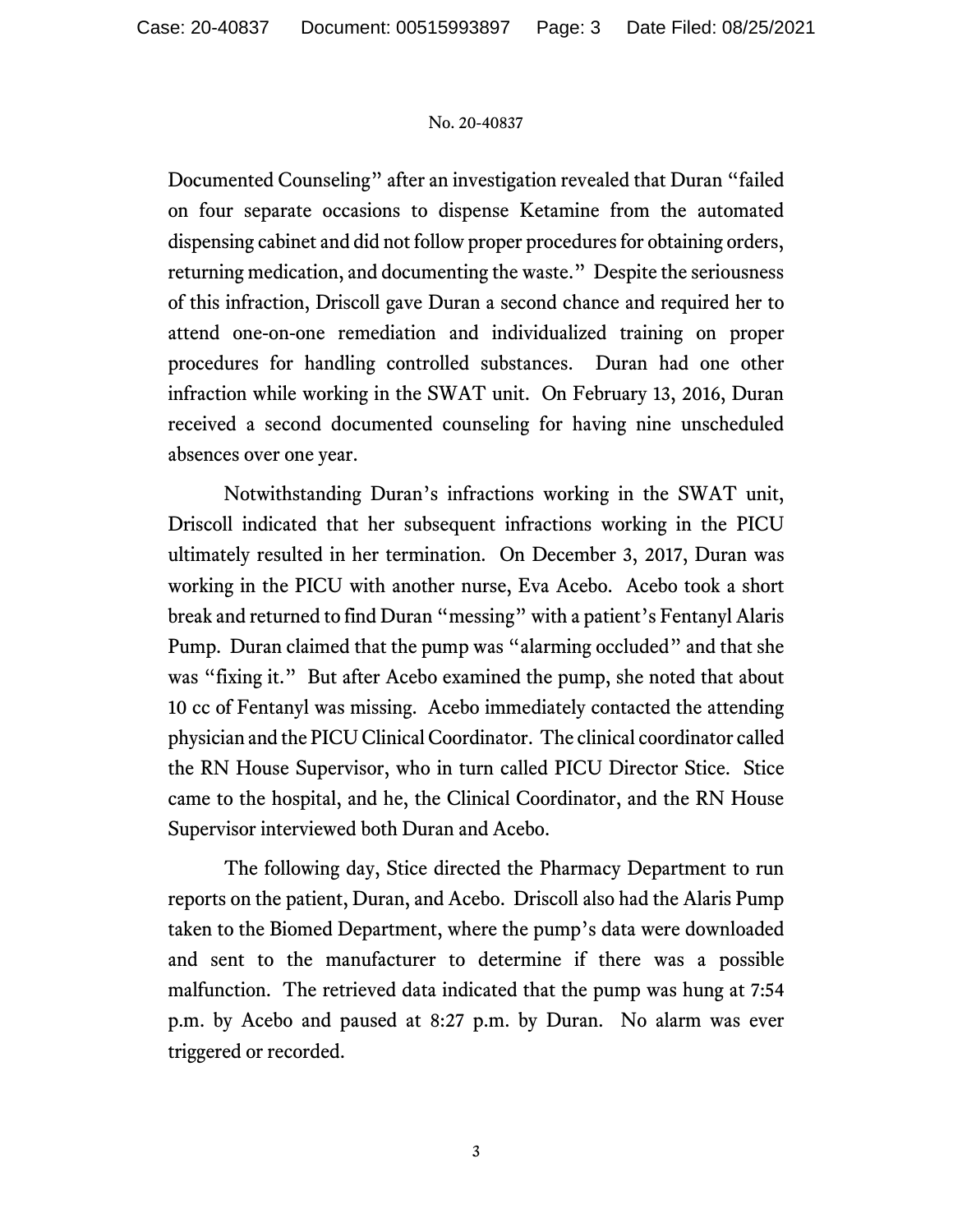Documented Counseling" after an investigation revealed that Duran "failed on four separate occasions to dispense Ketamine from the automated dispensing cabinet and did not follow proper procedures for obtaining orders, returning medication, and documenting the waste." Despite the seriousness of this infraction, Driscoll gave Duran a second chance and required her to attend one-on-one remediation and individualized training on proper procedures for handling controlled substances. Duran had one other infraction while working in the SWAT unit. On February 13, 2016, Duran received a second documented counseling for having nine unscheduled absences over one year.

Notwithstanding Duran's infractions working in the SWAT unit, Driscoll indicated that her subsequent infractions working in the PICU ultimately resulted in her termination. On December 3, 2017, Duran was working in the PICU with another nurse, Eva Acebo. Acebo took a short break and returned to find Duran "messing" with a patient's Fentanyl Alaris Pump. Duran claimed that the pump was "alarming occluded" and that she was "fixing it." But after Acebo examined the pump, she noted that about 10 cc of Fentanyl was missing. Acebo immediately contacted the attending physician and the PICU Clinical Coordinator. The clinical coordinator called the RN House Supervisor, who in turn called PICU Director Stice. Stice came to the hospital, and he, the Clinical Coordinator, and the RN House Supervisor interviewed both Duran and Acebo.

The following day, Stice directed the Pharmacy Department to run reports on the patient, Duran, and Acebo. Driscoll also had the Alaris Pump taken to the Biomed Department, where the pump's data were downloaded and sent to the manufacturer to determine if there was a possible malfunction. The retrieved data indicated that the pump was hung at 7:54 p.m. by Acebo and paused at 8:27 p.m. by Duran. No alarm was ever triggered or recorded.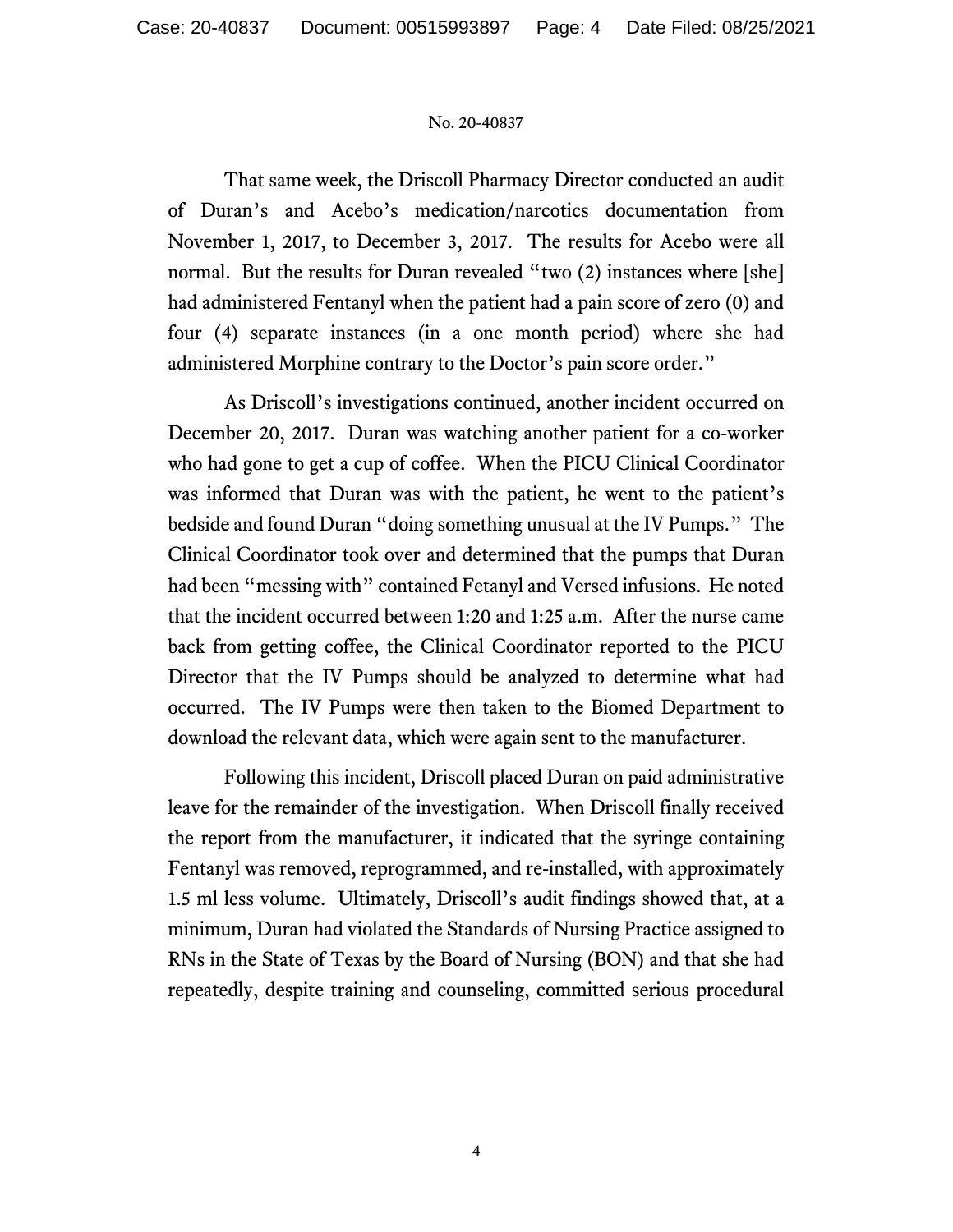That same week, the Driscoll Pharmacy Director conducted an audit of Duran's and Acebo's medication/narcotics documentation from November 1, 2017, to December 3, 2017. The results for Acebo were all normal. But the results for Duran revealed "two (2) instances where [she] had administered Fentanyl when the patient had a pain score of zero (0) and four (4) separate instances (in a one month period) where she had administered Morphine contrary to the Doctor's pain score order."

As Driscoll's investigations continued, another incident occurred on December 20, 2017. Duran was watching another patient for a co-worker who had gone to get a cup of coffee. When the PICU Clinical Coordinator was informed that Duran was with the patient, he went to the patient's bedside and found Duran "doing something unusual at the IV Pumps." The Clinical Coordinator took over and determined that the pumps that Duran had been "messing with" contained Fetanyl and Versed infusions. He noted that the incident occurred between 1:20 and 1:25 a.m. After the nurse came back from getting coffee, the Clinical Coordinator reported to the PICU Director that the IV Pumps should be analyzed to determine what had occurred. The IV Pumps were then taken to the Biomed Department to download the relevant data, which were again sent to the manufacturer.

Following this incident, Driscoll placed Duran on paid administrative leave for the remainder of the investigation. When Driscoll finally received the report from the manufacturer, it indicated that the syringe containing Fentanyl was removed, reprogrammed, and re-installed, with approximately 1.5 ml less volume. Ultimately, Driscoll's audit findings showed that, at a minimum, Duran had violated the Standards of Nursing Practice assigned to RNs in the State of Texas by the Board of Nursing (BON) and that she had repeatedly, despite training and counseling, committed serious procedural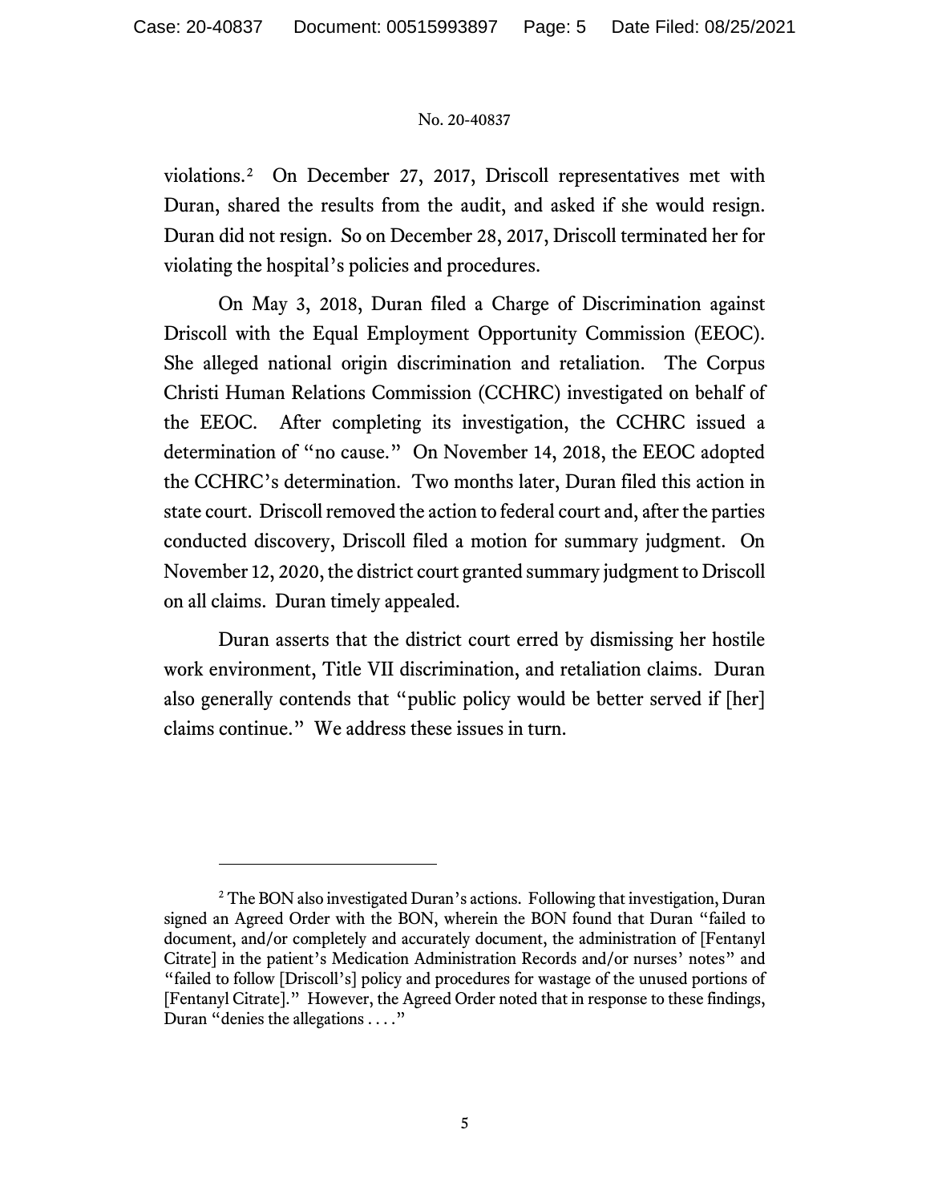violations.[2] On December 27, 2017, Driscoll representatives met with Duran, shared the results from the audit, and asked if she would resign. Duran did not resign. So on December 28, 2017, Driscoll terminated her for violating the hospital's policies and procedures.

On May 3, 2018, Duran filed a Charge of Discrimination against Driscoll with the Equal Employment Opportunity Commission (EEOC). She alleged national origin discrimination and retaliation. The Corpus Christi Human Relations Commission (CCHRC) investigated on behalf of the EEOC. After completing its investigation, the CCHRC issued a determination of "no cause." On November 14, 2018, the EEOC adopted the CCHRC's determination. Two months later, Duran filed this action in state court. Driscoll removed the action to federal court and, after the parties conducted discovery, Driscoll filed a motion for summary judgment. On November 12, 2020, the district court granted summary judgment to Driscoll on all claims. Duran timely appealed.

Duran asserts that the district court erred by dismissing her hostile work environment, Title VII discrimination, and retaliation claims. Duran also generally contends that "public policy would be better served if [her] claims continue." We address these issues in turn.

---

[2] The BON also investigated Duran's actions. Following that investigation, Duran signed an Agreed Order with the BON, wherein the BON found that Duran "failed to document, and/or completely and accurately document, the administration of [Fentanyl Citrate] in the patient's Medication Administration Records and/or nurses' notes" and "failed to follow [Driscoll's] policy and procedures for wastage of the unused portions of [Fentanyl Citrate]." However, the Agreed Order noted that in response to these findings, Duran "denies the allegations . . . ."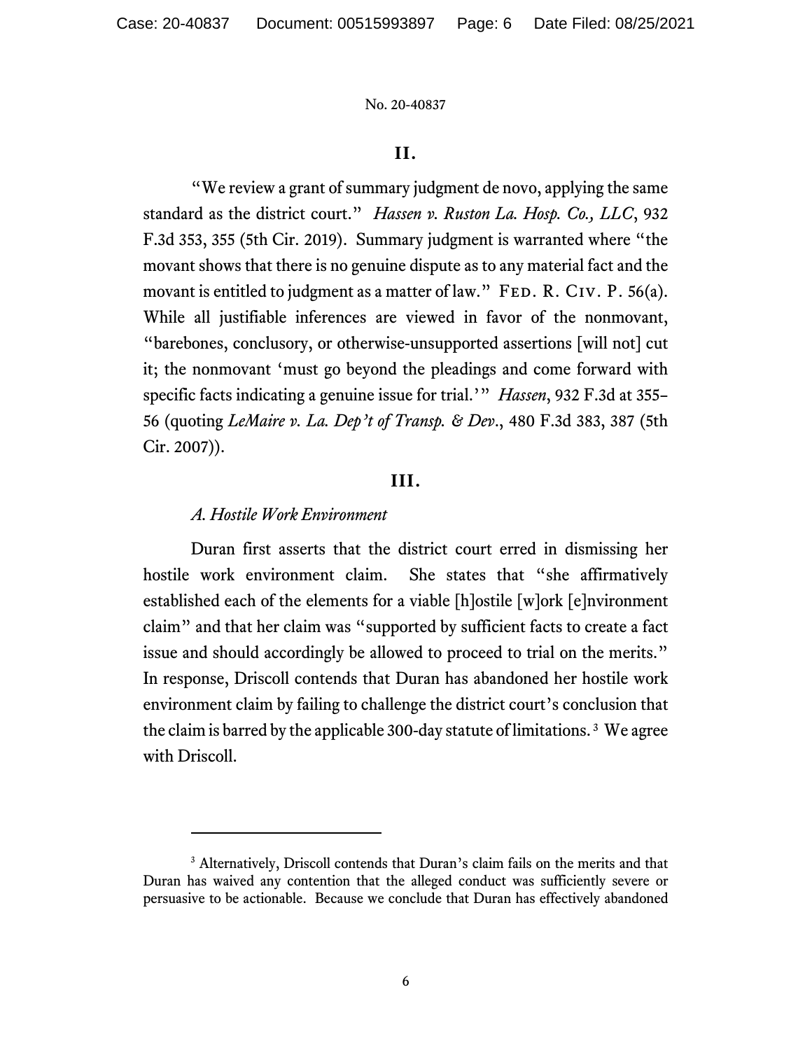## II.

"We review a grant of summary judgment de novo, applying the same standard as the district court." *Hassen v. Ruston La. Hosp. Co., LLC*, 932 F.3d 353, 355 (5th Cir. 2019). Summary judgment is warranted where "the movant shows that there is no genuine dispute as to any material fact and the movant is entitled to judgment as a matter of law." FED. R. CIV. P. 56(a). While all justifiable inferences are viewed in favor of the nonmovant, "barebones, conclusory, or otherwise-unsupported assertions [will not] cut it; the nonmovant 'must go beyond the pleadings and come forward with specific facts indicating a genuine issue for trial.'" *Hassen*, 932 F.3d at 355–56 (quoting *LeMaire v. La. Dep't of Transp. & Dev.*, 480 F.3d 383, 387 (5th Cir. 2007)).

## III.

### *A. Hostile Work Environment*

Duran first asserts that the district court erred in dismissing her hostile work environment claim. She states that "she affirmatively established each of the elements for a viable [h]ostile [w]ork [e]nvironment claim" and that her claim was "supported by sufficient facts to create a fact issue and should accordingly be allowed to proceed to trial on the merits." In response, Driscoll contends that Duran has abandoned her hostile work environment claim by failing to challenge the district court's conclusion that the claim is barred by the applicable 300-day statute of limitations.[3] We agree with Driscoll.

---

[3] Alternatively, Driscoll contends that Duran's claim fails on the merits and that Duran has waived any contention that the alleged conduct was sufficiently severe or persuasive to be actionable. Because we conclude that Duran has effectively abandoned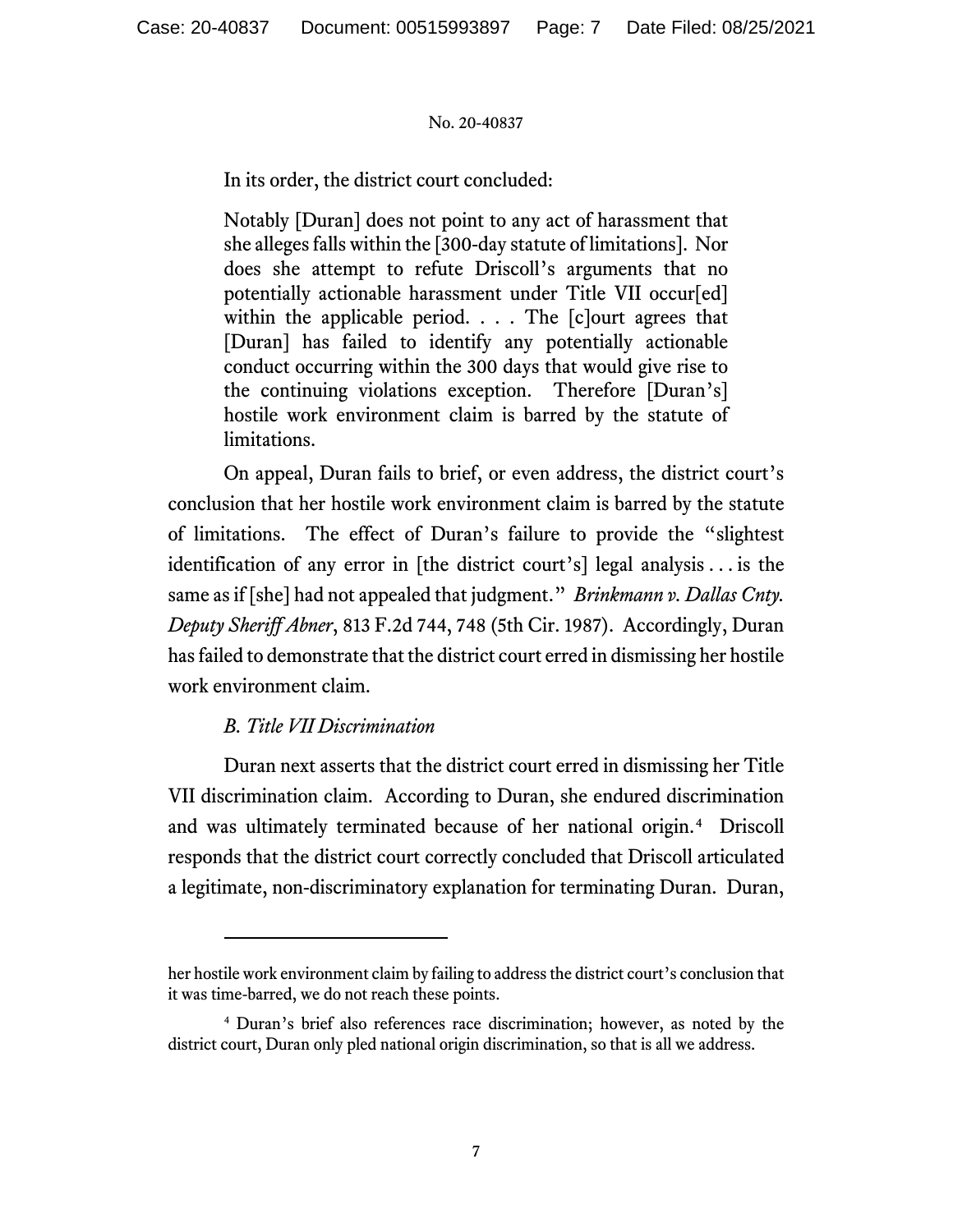In its order, the district court concluded:

> Notably [Duran] does not point to any act of harassment that she alleges falls within the [300-day statute of limitations]. Nor does she attempt to refute Driscoll's arguments that no potentially actionable harassment under Title VII occur[ed] within the applicable period. . . . The [c]ourt agrees that [Duran] has failed to identify any potentially actionable conduct occurring within the 300 days that would give rise to the continuing violations exception. Therefore [Duran's] hostile work environment claim is barred by the statute of limitations.

On appeal, Duran fails to brief, or even address, the district court's conclusion that her hostile work environment claim is barred by the statute of limitations. The effect of Duran's failure to provide the "slightest identification of any error in [the district court's] legal analysis . . . is the same as if [she] had not appealed that judgment." *Brinkmann v. Dallas Cnty. Deputy Sheriff Abner*, 813 F.2d 744, 748 (5th Cir. 1987). Accordingly, Duran has failed to demonstrate that the district court erred in dismissing her hostile work environment claim.

### *B. Title VII Discrimination*

Duran next asserts that the district court erred in dismissing her Title VII discrimination claim. According to Duran, she endured discrimination and was ultimately terminated because of her national origin.[4] Driscoll responds that the district court correctly concluded that Driscoll articulated a legitimate, non-discriminatory explanation for terminating Duran. Duran,

---

her hostile work environment claim by failing to address the district court's conclusion that it was time-barred, we do not reach these points.

[4] Duran's brief also references race discrimination; however, as noted by the district court, Duran only pled national origin discrimination, so that is all we address.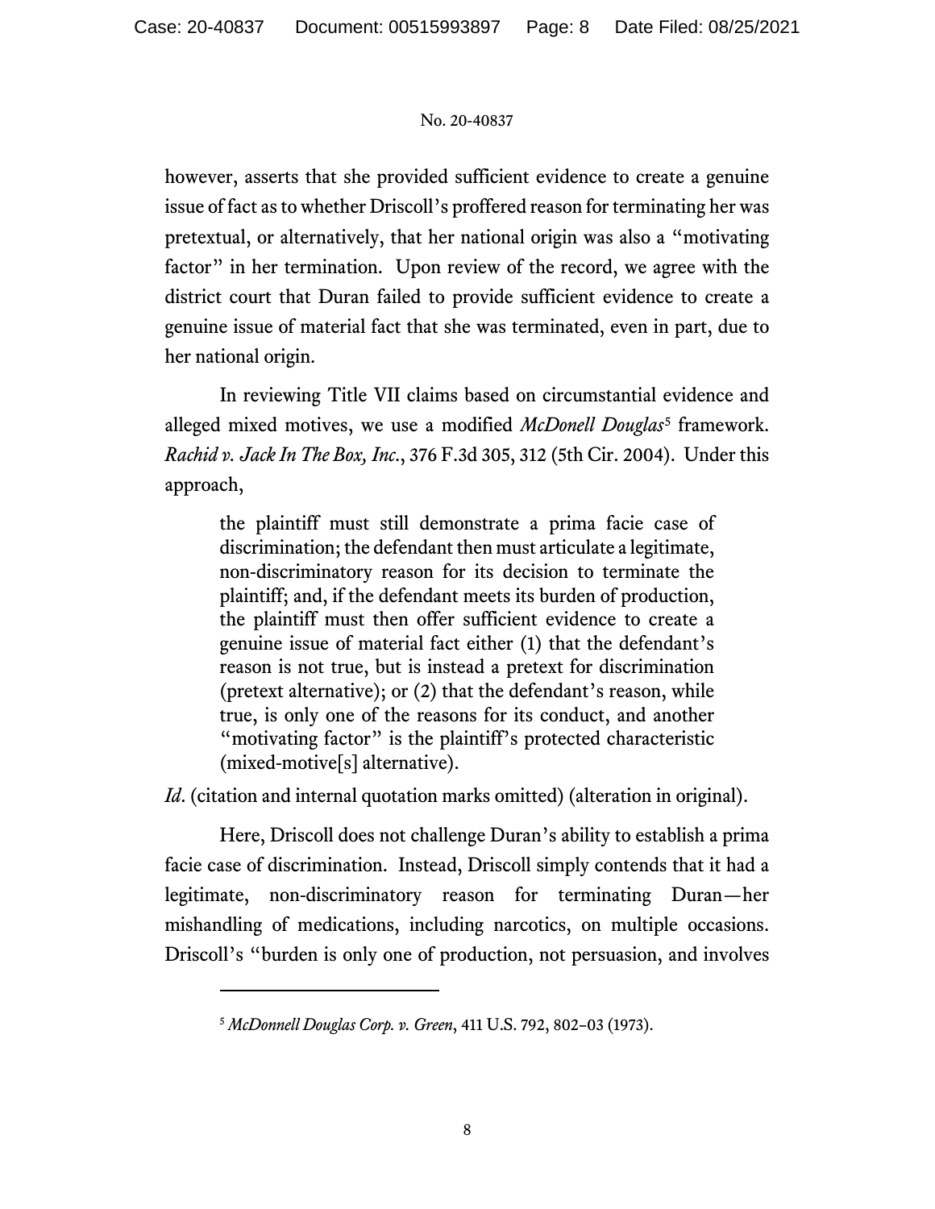however, asserts that she provided sufficient evidence to create a genuine issue of fact as to whether Driscoll's proffered reason for terminating her was pretextual, or alternatively, that her national origin was also a "motivating factor" in her termination. Upon review of the record, we agree with the district court that Duran failed to provide sufficient evidence to create a genuine issue of material fact that she was terminated, even in part, due to her national origin.

In reviewing Title VII claims based on circumstantial evidence and alleged mixed motives, we use a modified *McDonell Douglas*[5] framework. *Rachid v. Jack In The Box, Inc.*, 376 F.3d 305, 312 (5th Cir. 2004). Under this approach,

> the plaintiff must still demonstrate a prima facie case of discrimination; the defendant then must articulate a legitimate, non-discriminatory reason for its decision to terminate the plaintiff; and, if the defendant meets its burden of production, the plaintiff must then offer sufficient evidence to create a genuine issue of material fact either (1) that the defendant's reason is not true, but is instead a pretext for discrimination (pretext alternative); or (2) that the defendant's reason, while true, is only one of the reasons for its conduct, and another "motivating factor" is the plaintiff's protected characteristic (mixed-motive[s] alternative).

*Id*. (citation and internal quotation marks omitted) (alteration in original).

Here, Driscoll does not challenge Duran's ability to establish a prima facie case of discrimination. Instead, Driscoll simply contends that it had a legitimate, non-discriminatory reason for terminating Duran—her mishandling of medications, including narcotics, on multiple occasions. Driscoll's "burden is only one of production, not persuasion, and involves

---

[5] *McDonnell Douglas Corp. v. Green*, 411 U.S. 792, 802–03 (1973).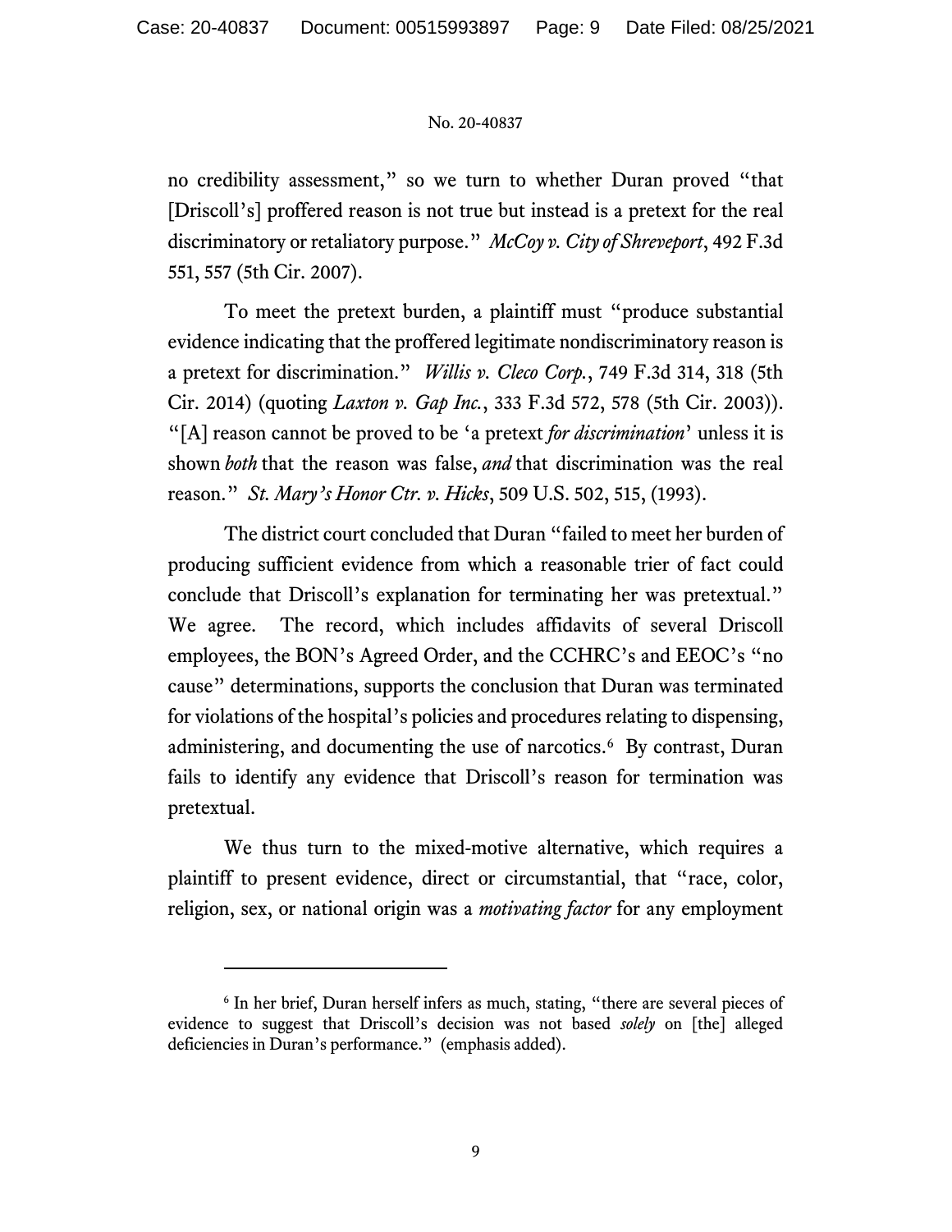no credibility assessment," so we turn to whether Duran proved "that [Driscoll's] proffered reason is not true but instead is a pretext for the real discriminatory or retaliatory purpose." *McCoy v. City of Shreveport*, 492 F.3d 551, 557 (5th Cir. 2007).

To meet the pretext burden, a plaintiff must "produce substantial evidence indicating that the proffered legitimate nondiscriminatory reason is a pretext for discrimination." *Willis v. Cleco Corp.*, 749 F.3d 314, 318 (5th Cir. 2014) (quoting *Laxton v. Gap Inc.*, 333 F.3d 572, 578 (5th Cir. 2003)). "[A] reason cannot be proved to be 'a pretext *for discrimination*' unless it is shown *both* that the reason was false, *and* that discrimination was the real reason." *St. Mary's Honor Ctr. v. Hicks*, 509 U.S. 502, 515, (1993).

The district court concluded that Duran "failed to meet her burden of producing sufficient evidence from which a reasonable trier of fact could conclude that Driscoll's explanation for terminating her was pretextual." We agree. The record, which includes affidavits of several Driscoll employees, the BON's Agreed Order, and the CCHRC's and EEOC's "no cause" determinations, supports the conclusion that Duran was terminated for violations of the hospital's policies and procedures relating to dispensing, administering, and documenting the use of narcotics.[6] By contrast, Duran fails to identify any evidence that Driscoll's reason for termination was pretextual.

We thus turn to the mixed-motive alternative, which requires a plaintiff to present evidence, direct or circumstantial, that "race, color, religion, sex, or national origin was a *motivating factor* for any employment

---

[6] In her brief, Duran herself infers as much, stating, "there are several pieces of evidence to suggest that Driscoll's decision was not based *solely* on [the] alleged deficiencies in Duran's performance." (emphasis added).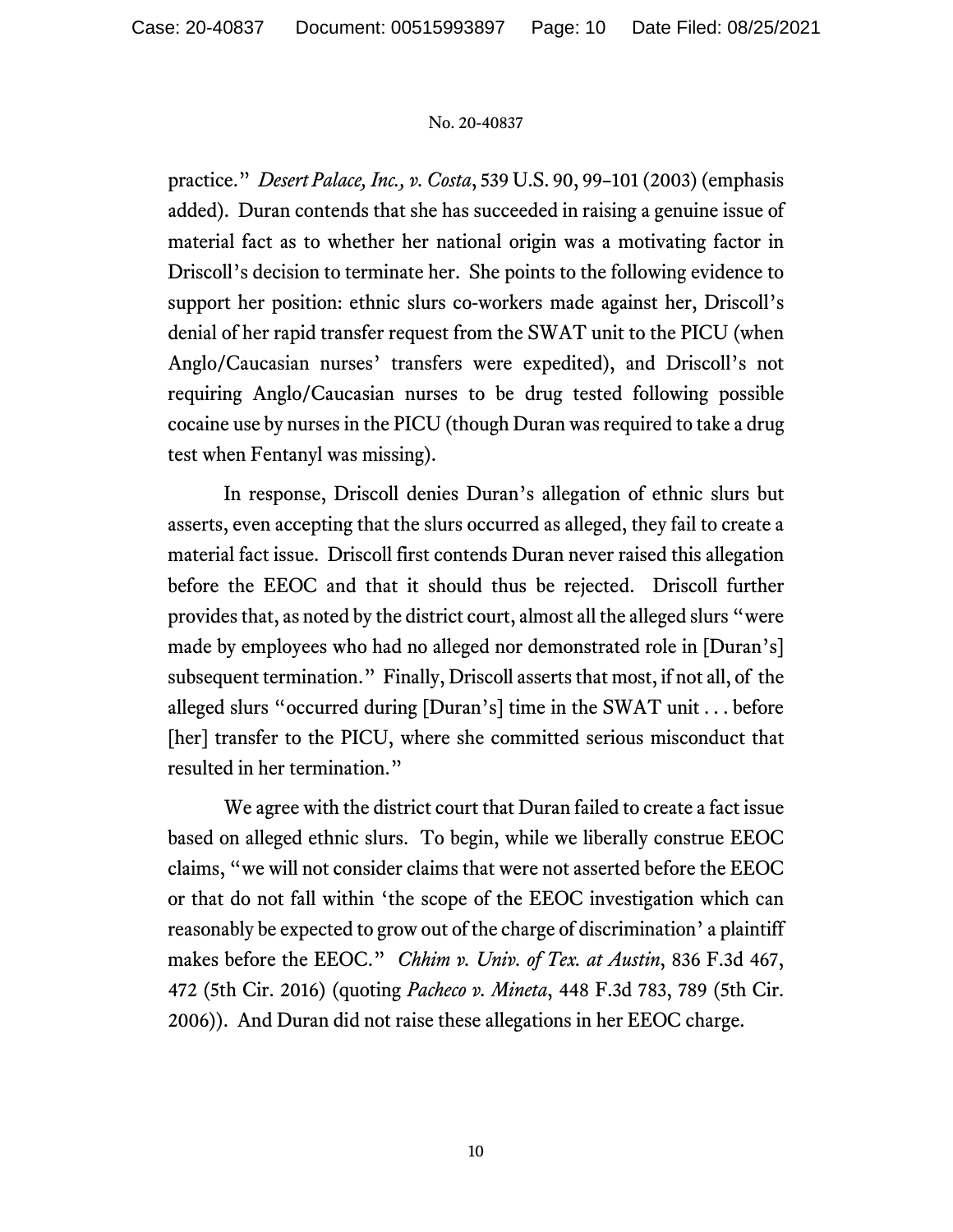practice." *Desert Palace, Inc., v. Costa*, 539 U.S. 90, 99–101 (2003) (emphasis added). Duran contends that she has succeeded in raising a genuine issue of material fact as to whether her national origin was a motivating factor in Driscoll's decision to terminate her. She points to the following evidence to support her position: ethnic slurs co-workers made against her, Driscoll's denial of her rapid transfer request from the SWAT unit to the PICU (when Anglo/Caucasian nurses' transfers were expedited), and Driscoll's not requiring Anglo/Caucasian nurses to be drug tested following possible cocaine use by nurses in the PICU (though Duran was required to take a drug test when Fentanyl was missing).

In response, Driscoll denies Duran's allegation of ethnic slurs but asserts, even accepting that the slurs occurred as alleged, they fail to create a material fact issue. Driscoll first contends Duran never raised this allegation before the EEOC and that it should thus be rejected. Driscoll further provides that, as noted by the district court, almost all the alleged slurs "were made by employees who had no alleged nor demonstrated role in [Duran's] subsequent termination." Finally, Driscoll asserts that most, if not all, of the alleged slurs "occurred during [Duran's] time in the SWAT unit . . . before [her] transfer to the PICU, where she committed serious misconduct that resulted in her termination."

We agree with the district court that Duran failed to create a fact issue based on alleged ethnic slurs. To begin, while we liberally construe EEOC claims, "we will not consider claims that were not asserted before the EEOC or that do not fall within 'the scope of the EEOC investigation which can reasonably be expected to grow out of the charge of discrimination' a plaintiff makes before the EEOC." *Chhim v. Univ. of Tex. at Austin*, 836 F.3d 467, 472 (5th Cir. 2016) (quoting *Pacheco v. Mineta*, 448 F.3d 783, 789 (5th Cir. 2006)). And Duran did not raise these allegations in her EEOC charge.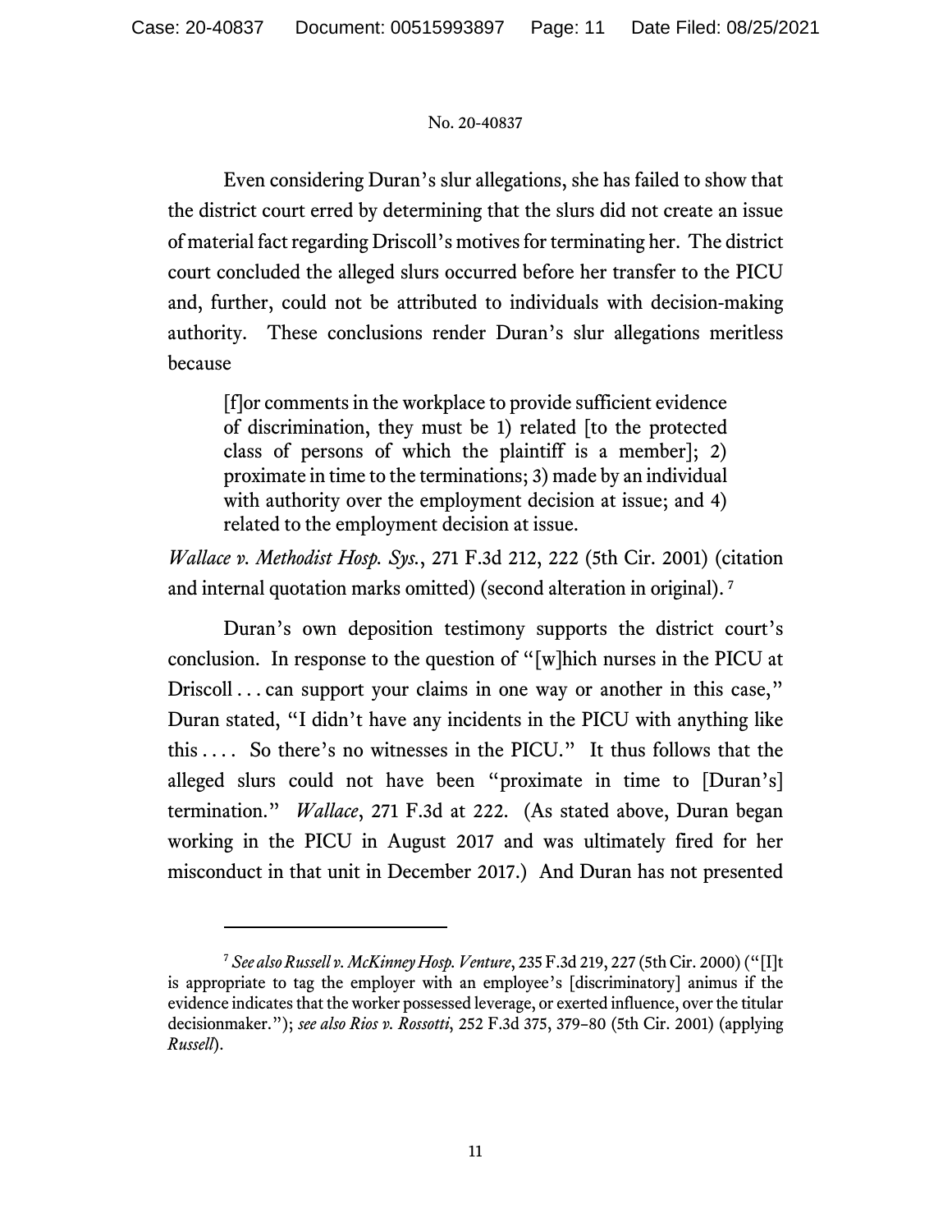Even considering Duran's slur allegations, she has failed to show that the district court erred by determining that the slurs did not create an issue of material fact regarding Driscoll's motives for terminating her. The district court concluded the alleged slurs occurred before her transfer to the PICU and, further, could not be attributed to individuals with decision-making authority. These conclusions render Duran's slur allegations meritless because

> [f]or comments in the workplace to provide sufficient evidence of discrimination, they must be 1) related [to the protected class of persons of which the plaintiff is a member]; 2) proximate in time to the terminations; 3) made by an individual with authority over the employment decision at issue; and 4) related to the employment decision at issue.

*Wallace v. Methodist Hosp. Sys.*, 271 F.3d 212, 222 (5th Cir. 2001) (citation and internal quotation marks omitted) (second alteration in original).[7]

Duran's own deposition testimony supports the district court's conclusion. In response to the question of "[w]hich nurses in the PICU at Driscoll . . . can support your claims in one way or another in this case," Duran stated, "I didn't have any incidents in the PICU with anything like this . . . . So there's no witnesses in the PICU." It thus follows that the alleged slurs could not have been "proximate in time to [Duran's] termination." *Wallace*, 271 F.3d at 222. (As stated above, Duran began working in the PICU in August 2017 and was ultimately fired for her misconduct in that unit in December 2017.) And Duran has not presented

---

[7] *See also Russell v. McKinney Hosp. Venture*, 235 F.3d 219, 227 (5th Cir. 2000) ("[I]t is appropriate to tag the employer with an employee's [discriminatory] animus if the evidence indicates that the worker possessed leverage, or exerted influence, over the titular decisionmaker."); *see also Rios v. Rossotti*, 252 F.3d 375, 379–80 (5th Cir. 2001) (applying *Russell*).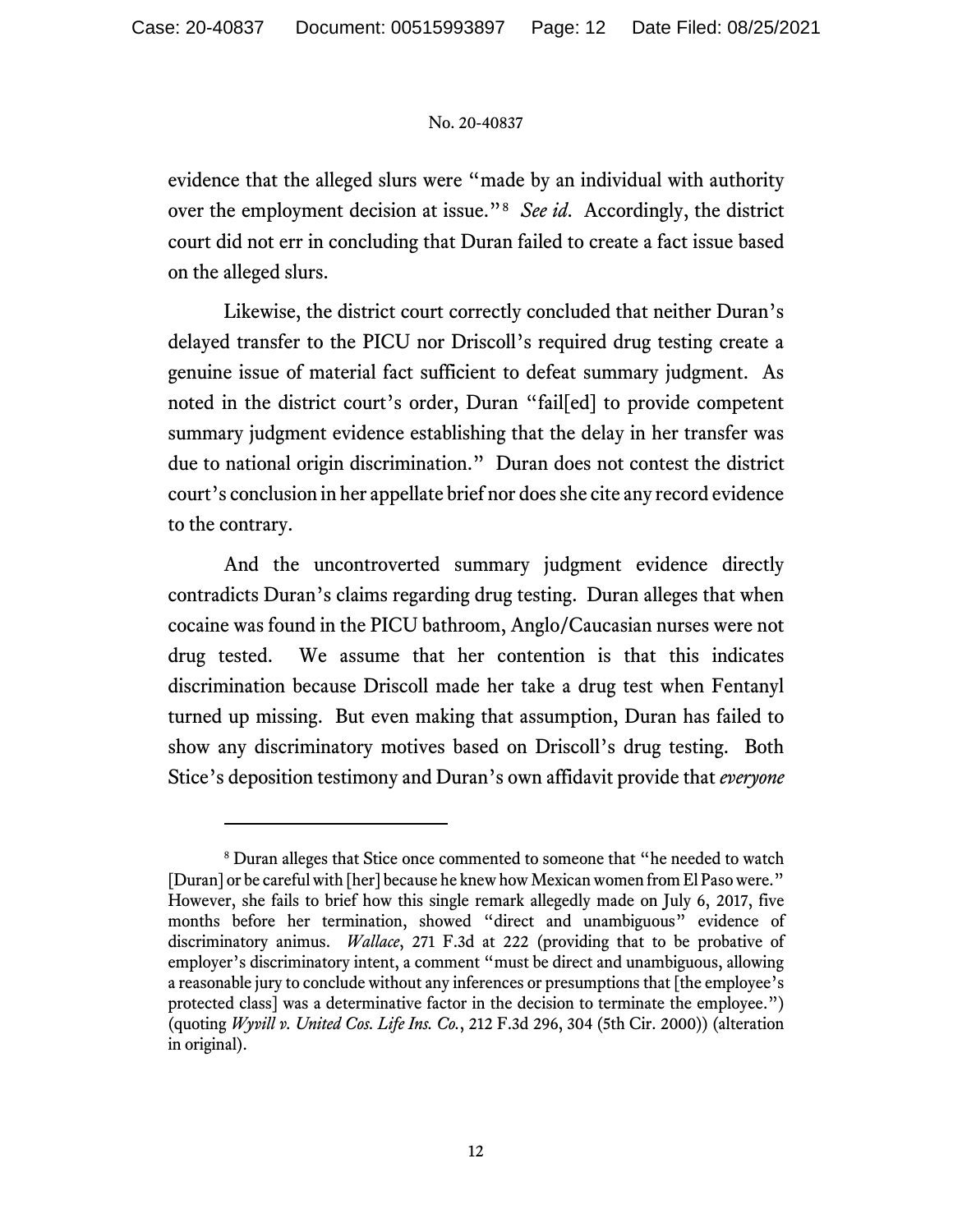evidence that the alleged slurs were "made by an individual with authority over the employment decision at issue."[8] *See id*. Accordingly, the district court did not err in concluding that Duran failed to create a fact issue based on the alleged slurs.

Likewise, the district court correctly concluded that neither Duran's delayed transfer to the PICU nor Driscoll's required drug testing create a genuine issue of material fact sufficient to defeat summary judgment. As noted in the district court's order, Duran "fail[ed] to provide competent summary judgment evidence establishing that the delay in her transfer was due to national origin discrimination." Duran does not contest the district court's conclusion in her appellate brief nor does she cite any record evidence to the contrary.

And the uncontroverted summary judgment evidence directly contradicts Duran's claims regarding drug testing. Duran alleges that when cocaine was found in the PICU bathroom, Anglo/Caucasian nurses were not drug tested. We assume that her contention is that this indicates discrimination because Driscoll made her take a drug test when Fentanyl turned up missing. But even making that assumption, Duran has failed to show any discriminatory motives based on Driscoll's drug testing. Both Stice's deposition testimony and Duran's own affidavit provide that *everyone*

---

[8] Duran alleges that Stice once commented to someone that "he needed to watch [Duran] or be careful with [her] because he knew how Mexican women from El Paso were." However, she fails to brief how this single remark allegedly made on July 6, 2017, five months before her termination, showed "direct and unambiguous" evidence of discriminatory animus. *Wallace*, 271 F.3d at 222 (providing that to be probative of employer's discriminatory intent, a comment "must be direct and unambiguous, allowing a reasonable jury to conclude without any inferences or presumptions that [the employee's protected class] was a determinative factor in the decision to terminate the employee.") (quoting *Wyvill v. United Cos. Life Ins. Co.*, 212 F.3d 296, 304 (5th Cir. 2000)) (alteration in original).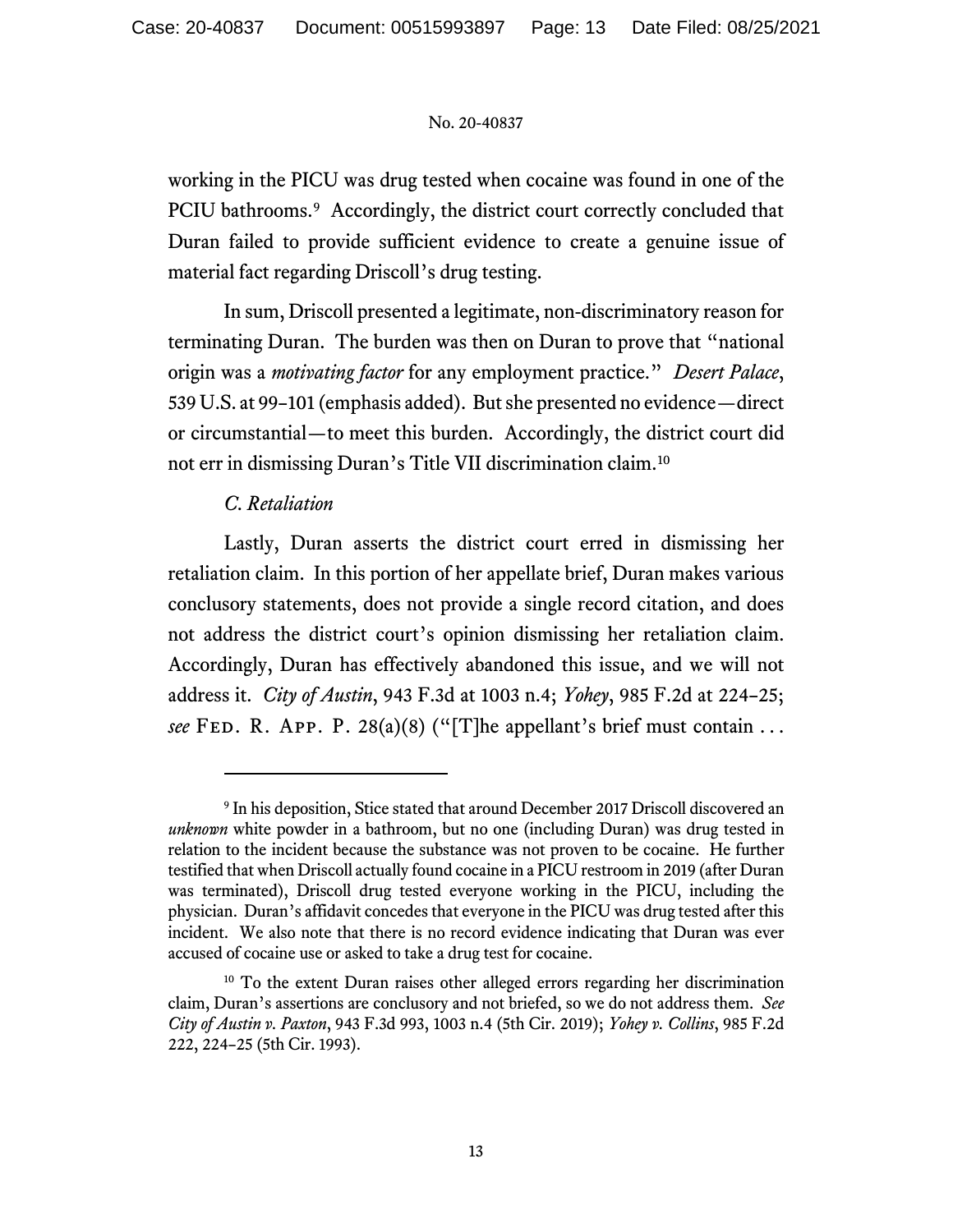working in the PICU was drug tested when cocaine was found in one of the PCIU bathrooms.[9] Accordingly, the district court correctly concluded that Duran failed to provide sufficient evidence to create a genuine issue of material fact regarding Driscoll's drug testing.

In sum, Driscoll presented a legitimate, non-discriminatory reason for terminating Duran. The burden was then on Duran to prove that "national origin was a *motivating factor* for any employment practice." *Desert Palace*, 539 U.S. at 99–101 (emphasis added). But she presented no evidence—direct or circumstantial—to meet this burden. Accordingly, the district court did not err in dismissing Duran's Title VII discrimination claim.[10]

### *C. Retaliation*

Lastly, Duran asserts the district court erred in dismissing her retaliation claim. In this portion of her appellate brief, Duran makes various conclusory statements, does not provide a single record citation, and does not address the district court's opinion dismissing her retaliation claim. Accordingly, Duran has effectively abandoned this issue, and we will not address it. *City of Austin*, 943 F.3d at 1003 n.4; *Yohey*, 985 F.2d at 224–25; *see* FED. R. APP. P. 28(a)(8) ("[T]he appellant's brief must contain . . .

---

[9] In his deposition, Stice stated that around December 2017 Driscoll discovered an *unknown* white powder in a bathroom, but no one (including Duran) was drug tested in relation to the incident because the substance was not proven to be cocaine. He further testified that when Driscoll actually found cocaine in a PICU restroom in 2019 (after Duran was terminated), Driscoll drug tested everyone working in the PICU, including the physician. Duran's affidavit concedes that everyone in the PICU was drug tested after this incident. We also note that there is no record evidence indicating that Duran was ever accused of cocaine use or asked to take a drug test for cocaine.

[10] To the extent Duran raises other alleged errors regarding her discrimination claim, Duran's assertions are conclusory and not briefed, so we do not address them. *See City of Austin v. Paxton*, 943 F.3d 993, 1003 n.4 (5th Cir. 2019); *Yohey v. Collins*, 985 F.2d 222, 224–25 (5th Cir. 1993).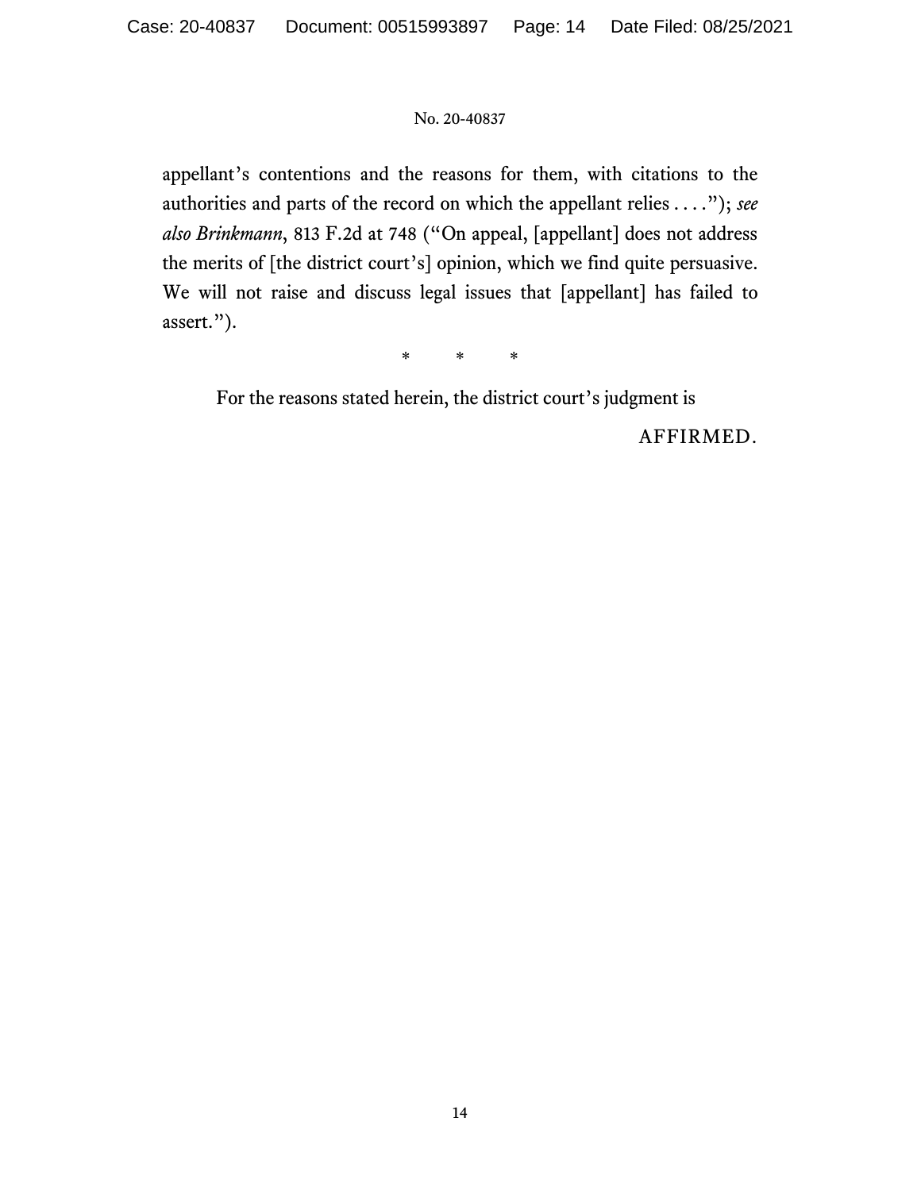appellant's contentions and the reasons for them, with citations to the authorities and parts of the record on which the appellant relies . . . ."); *see also Brinkmann*, 813 F.2d at 748 ("On appeal, [appellant] does not address the merits of [the district court's] opinion, which we find quite persuasive. We will not raise and discuss legal issues that [appellant] has failed to assert.").

\* \* \*

For the reasons stated herein, the district court's judgment is

AFFIRMED.